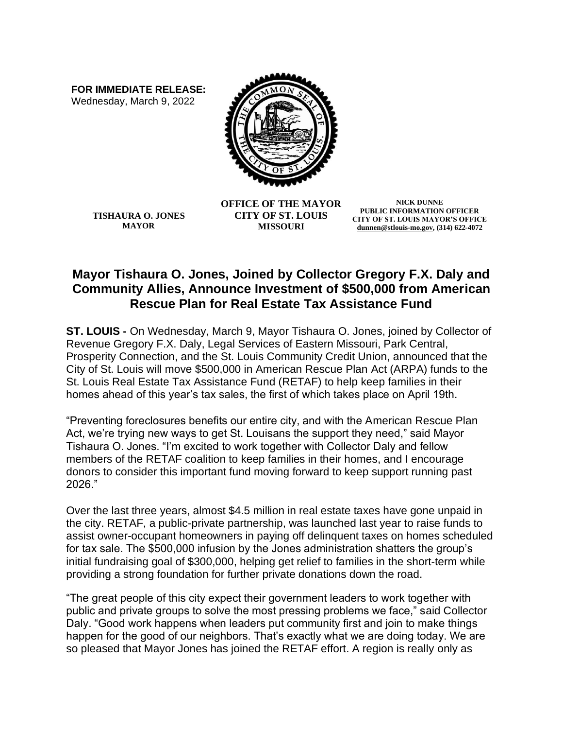**FOR IMMEDIATE RELEASE:**
Wednesday, March 9, 2022

**TISHAURA O. JONES**
**MAYOR**

**OFFICE OF THE MAYOR**
**CITY OF ST. LOUIS**
**MISSOURI**

**NICK DUNNE**
**PUBLIC INFORMATION OFFICER**
**CITY OF ST. LOUIS MAYOR'S OFFICE**
**dunnen@stlouis-mo.gov, (314) 622-4072**

## Mayor Tishaura O. Jones, Joined by Collector Gregory F.X. Daly and Community Allies, Announce Investment of $500,000 from American Rescue Plan for Real Estate Tax Assistance Fund

**ST. LOUIS -** On Wednesday, March 9, Mayor Tishaura O. Jones, joined by Collector of Revenue Gregory F.X. Daly, Legal Services of Eastern Missouri, Park Central, Prosperity Connection, and the St. Louis Community Credit Union, announced that the City of St. Louis will move $500,000 in American Rescue Plan Act (ARPA) funds to the St. Louis Real Estate Tax Assistance Fund (RETAF) to help keep families in their homes ahead of this year's tax sales, the first of which takes place on April 19th.

"Preventing foreclosures benefits our entire city, and with the American Rescue Plan Act, we're trying new ways to get St. Louisans the support they need," said Mayor Tishaura O. Jones. "I'm excited to work together with Collector Daly and fellow members of the RETAF coalition to keep families in their homes, and I encourage donors to consider this important fund moving forward to keep support running past 2026."

Over the last three years, almost $4.5 million in real estate taxes have gone unpaid in the city. RETAF, a public-private partnership, was launched last year to raise funds to assist owner-occupant homeowners in paying off delinquent taxes on homes scheduled for tax sale. The $500,000 infusion by the Jones administration shatters the group's initial fundraising goal of $300,000, helping get relief to families in the short-term while providing a strong foundation for further private donations down the road.

"The great people of this city expect their government leaders to work together with public and private groups to solve the most pressing problems we face," said Collector Daly. "Good work happens when leaders put community first and join to make things happen for the good of our neighbors. That's exactly what we are doing today. We are so pleased that Mayor Jones has joined the RETAF effort. A region is really only as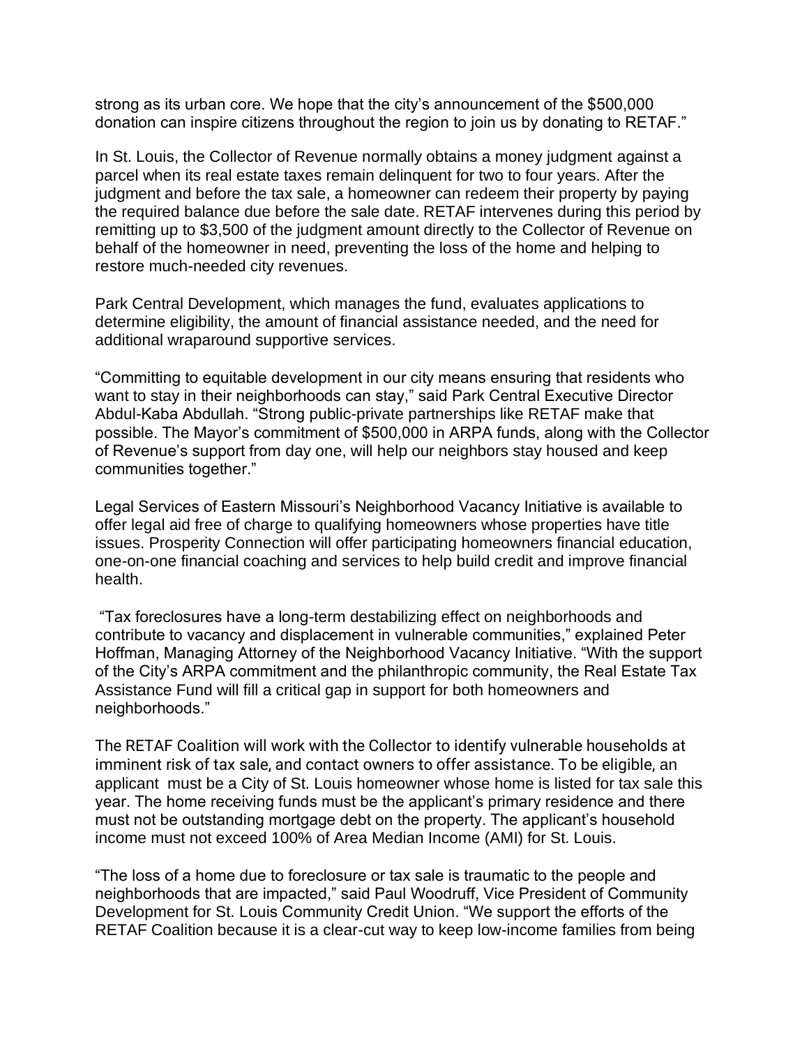strong as its urban core. We hope that the city's announcement of the $500,000 donation can inspire citizens throughout the region to join us by donating to RETAF."

In St. Louis, the Collector of Revenue normally obtains a money judgment against a parcel when its real estate taxes remain delinquent for two to four years. After the judgment and before the tax sale, a homeowner can redeem their property by paying the required balance due before the sale date. RETAF intervenes during this period by remitting up to $3,500 of the judgment amount directly to the Collector of Revenue on behalf of the homeowner in need, preventing the loss of the home and helping to restore much-needed city revenues.

Park Central Development, which manages the fund, evaluates applications to determine eligibility, the amount of financial assistance needed, and the need for additional wraparound supportive services.

"Committing to equitable development in our city means ensuring that residents who want to stay in their neighborhoods can stay," said Park Central Executive Director Abdul-Kaba Abdullah. "Strong public-private partnerships like RETAF make that possible. The Mayor's commitment of $500,000 in ARPA funds, along with the Collector of Revenue's support from day one, will help our neighbors stay housed and keep communities together."

Legal Services of Eastern Missouri's Neighborhood Vacancy Initiative is available to offer legal aid free of charge to qualifying homeowners whose properties have title issues. Prosperity Connection will offer participating homeowners financial education, one-on-one financial coaching and services to help build credit and improve financial health.

"Tax foreclosures have a long-term destabilizing effect on neighborhoods and contribute to vacancy and displacement in vulnerable communities," explained Peter Hoffman, Managing Attorney of the Neighborhood Vacancy Initiative. "With the support of the City's ARPA commitment and the philanthropic community, the Real Estate Tax Assistance Fund will fill a critical gap in support for both homeowners and neighborhoods."

The RETAF Coalition will work with the Collector to identify vulnerable households at imminent risk of tax sale, and contact owners to offer assistance. To be eligible, an applicant must be a City of St. Louis homeowner whose home is listed for tax sale this year. The home receiving funds must be the applicant's primary residence and there must not be outstanding mortgage debt on the property. The applicant's household income must not exceed 100% of Area Median Income (AMI) for St. Louis.

"The loss of a home due to foreclosure or tax sale is traumatic to the people and neighborhoods that are impacted," said Paul Woodruff, Vice President of Community Development for St. Louis Community Credit Union. "We support the efforts of the RETAF Coalition because it is a clear-cut way to keep low-income families from being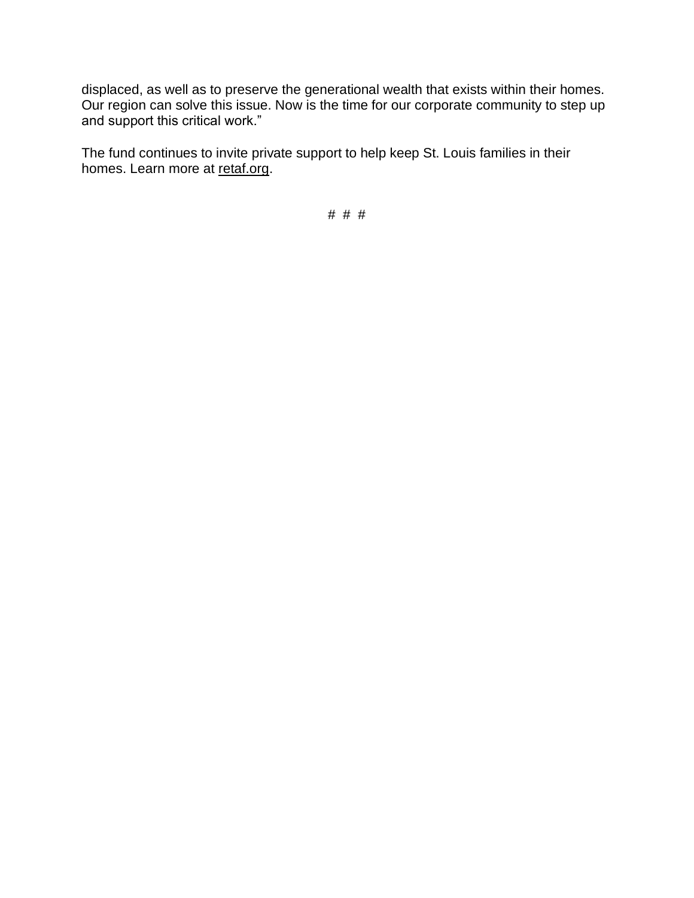displaced, as well as to preserve the generational wealth that exists within their homes. Our region can solve this issue. Now is the time for our corporate community to step up and support this critical work."

The fund continues to invite private support to help keep St. Louis families in their homes. Learn more at retaf.org.

# # #